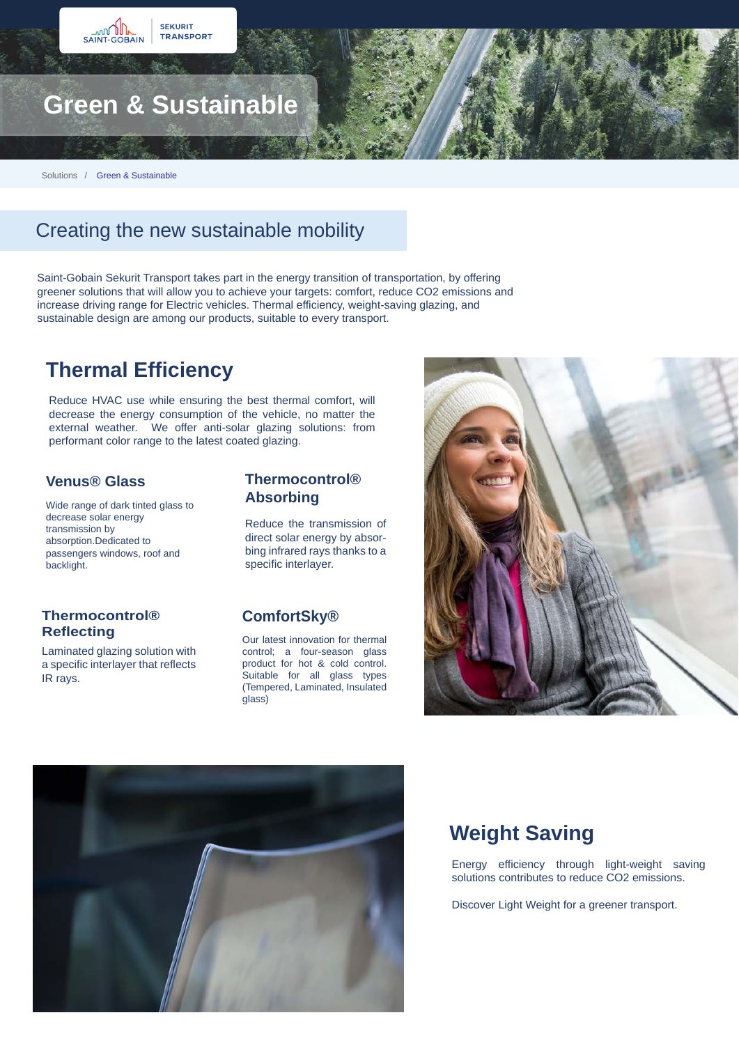SAINT-GOBAIN | SEKURIT TRANSPORT

# Green & Sustainable

Solutions / Green & Sustainable

## Creating the new sustainable mobility

Saint-Gobain Sekurit Transport takes part in the energy transition of transportation, by offering greener solutions that will allow you to achieve your targets: comfort, reduce CO2 emissions and increase driving range for Electric vehicles. Thermal efficiency, weight-saving glazing, and sustainable design are among our products, suitable to every transport.

## Thermal Efficiency

Reduce HVAC use while ensuring the best thermal comfort, will decrease the energy consumption of the vehicle, no matter the external weather. We offer anti-solar glazing solutions: from performant color range to the latest coated glazing.

### Venus® Glass

Wide range of dark tinted glass to decrease solar energy transmission by absorption.Dedicated to passengers windows, roof and backlight.

### Thermocontrol® Absorbing

Reduce the transmission of direct solar energy by absorbing infrared rays thanks to a specific interlayer.

### Thermocontrol® Reflecting

Laminated glazing solution with a specific interlayer that reflects IR rays.

### ComfortSky®

Our latest innovation for thermal control; a four-season glass product for hot & cold control. Suitable for all glass types (Tempered, Laminated, Insulated glass)

## Weight Saving

Energy efficiency through light-weight saving solutions contributes to reduce CO2 emissions.

Discover Light Weight for a greener transport.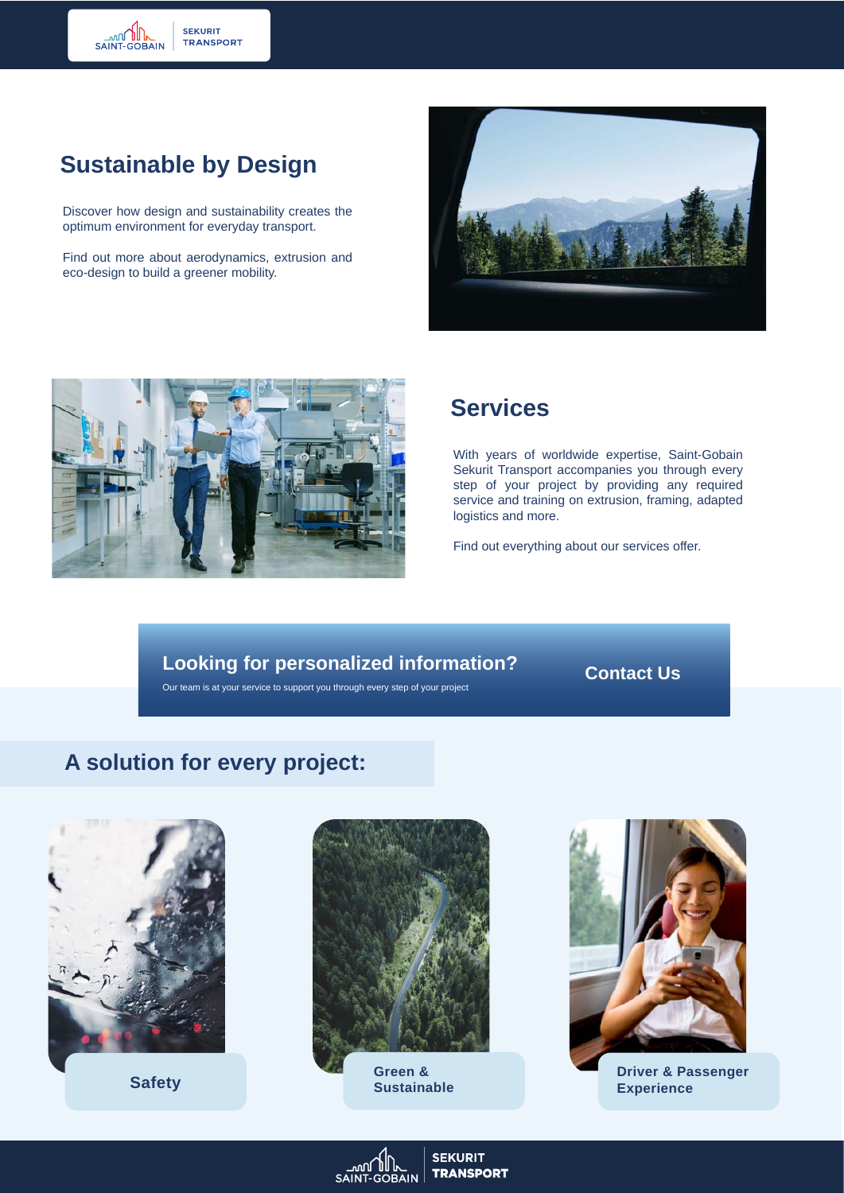## Sustainable by Design

Discover how design and sustainability creates the optimum environment for everyday transport.

Find out more about aerodynamics, extrusion and eco-design to build a greener mobility.

## Services

With years of worldwide expertise, Saint-Gobain Sekurit Transport accompanies you through every step of your project by providing any required service and training on extrusion, framing, adapted logistics and more.

Find out everything about our services offer.

### Looking for personalized information?

Our team is at your service to support you through every step of your project

**Contact Us**

## A solution for every project:

**Safety**

**Green & Sustainable**

**Driver & Passenger Experience**